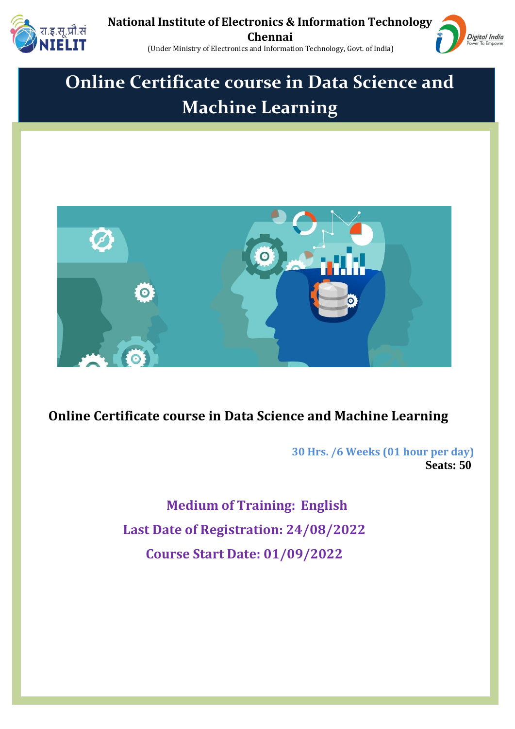National Institute of Electronics & Information Technology
Chennai
(Under Ministry of Electronics and Information Technology, Govt. of India)

# Online Certificate course in Data Science and Machine Learning

**Online Certificate course in Data Science and Machine Learning**

**30 Hrs. /6 Weeks (01 hour per day)**
**Seats: 50**

**Medium of Training: English**

**Last Date of Registration: 24/08/2022**

**Course Start Date: 01/09/2022**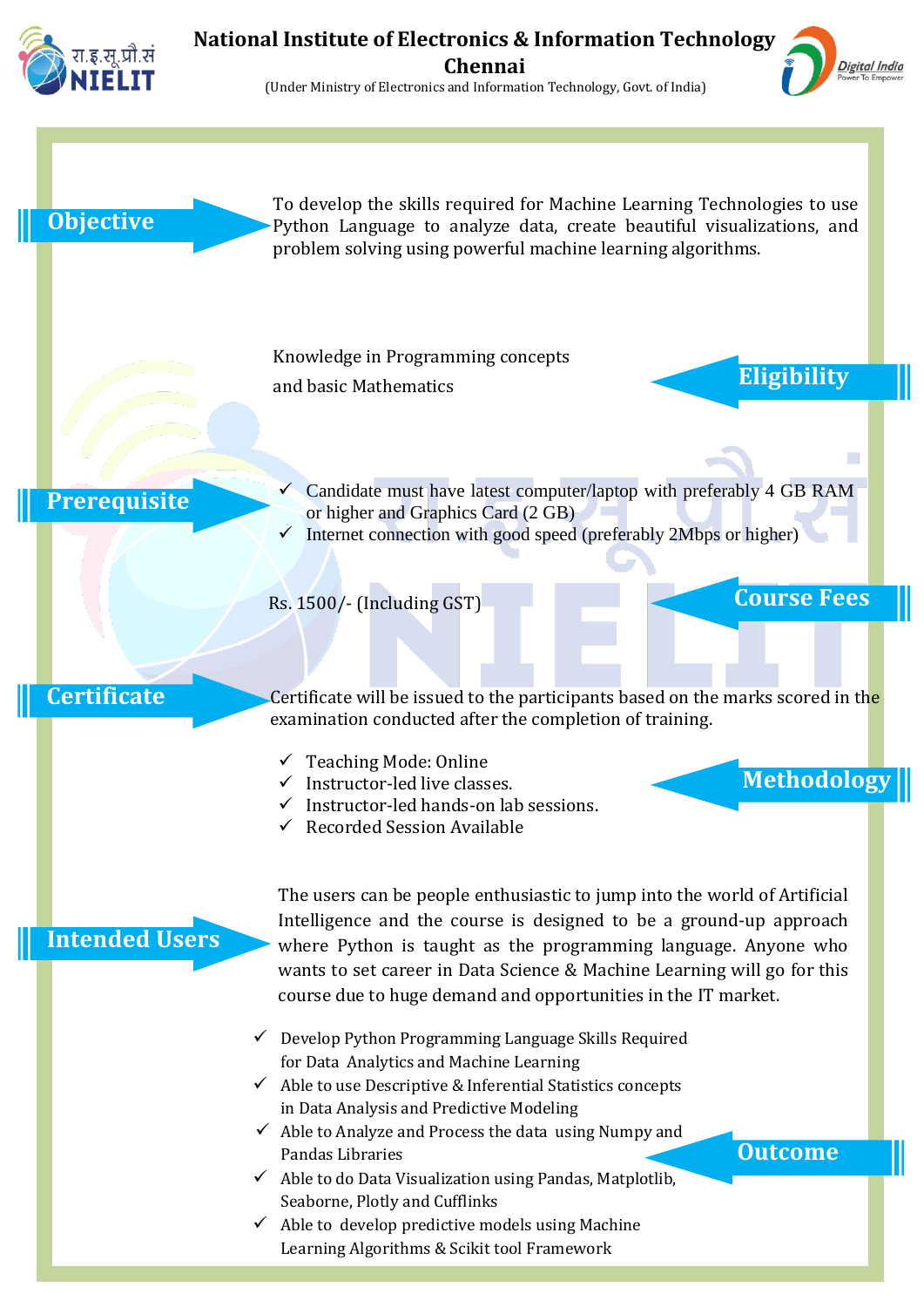# National Institute of Electronics & Information Technology Chennai

(Under Ministry of Electronics and Information Technology, Govt. of India)

## Objective

To develop the skills required for Machine Learning Technologies to use Python Language to analyze data, create beautiful visualizations, and problem solving using powerful machine learning algorithms.

## Eligibility

Knowledge in Programming concepts and basic Mathematics

## Prerequisite

- ✓ Candidate must have latest computer/laptop with preferably 4 GB RAM or higher and Graphics Card (2 GB)
- ✓ Internet connection with good speed (preferably 2Mbps or higher)

## Course Fees

Rs. 1500/- (Including GST)

## Certificate

Certificate will be issued to the participants based on the marks scored in the examination conducted after the completion of training.

## Methodology

- ✓ Teaching Mode: Online
- ✓ Instructor-led live classes.
- ✓ Instructor-led hands-on lab sessions.
- ✓ Recorded Session Available

## Intended Users

The users can be people enthusiastic to jump into the world of Artificial Intelligence and the course is designed to be a ground-up approach where Python is taught as the programming language. Anyone who wants to set career in Data Science & Machine Learning will go for this course due to huge demand and opportunities in the IT market.

## Outcome

- ✓ Develop Python Programming Language Skills Required for Data Analytics and Machine Learning
- ✓ Able to use Descriptive & Inferential Statistics concepts in Data Analysis and Predictive Modeling
- ✓ Able to Analyze and Process the data using Numpy and Pandas Libraries
- ✓ Able to do Data Visualization using Pandas, Matplotlib, Seaborne, Plotly and Cufflinks
- ✓ Able to develop predictive models using Machine Learning Algorithms & Scikit tool Framework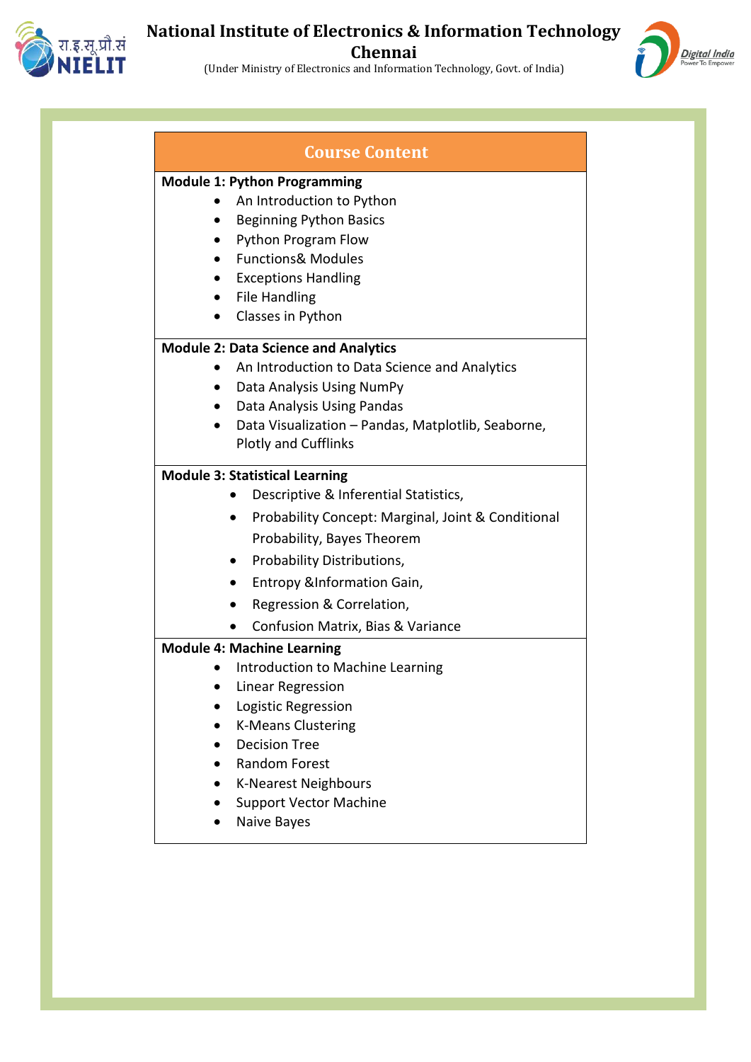## Course Content

**Module 1: Python Programming**

- An Introduction to Python
- Beginning Python Basics
- Python Program Flow
- Functions& Modules
- Exceptions Handling
- File Handling
- Classes in Python

**Module 2: Data Science and Analytics**

- An Introduction to Data Science and Analytics
- Data Analysis Using NumPy
- Data Analysis Using Pandas
- Data Visualization – Pandas, Matplotlib, Seaborne, Plotly and Cufflinks

**Module 3: Statistical Learning**

- Descriptive & Inferential Statistics,
- Probability Concept: Marginal, Joint & Conditional Probability, Bayes Theorem
- Probability Distributions,
- Entropy &Information Gain,
- Regression & Correlation,
- Confusion Matrix, Bias & Variance

**Module 4: Machine Learning**

- Introduction to Machine Learning
- Linear Regression
- Logistic Regression
- K-Means Clustering
- Decision Tree
- Random Forest
- K-Nearest Neighbours
- Support Vector Machine
- Naive Bayes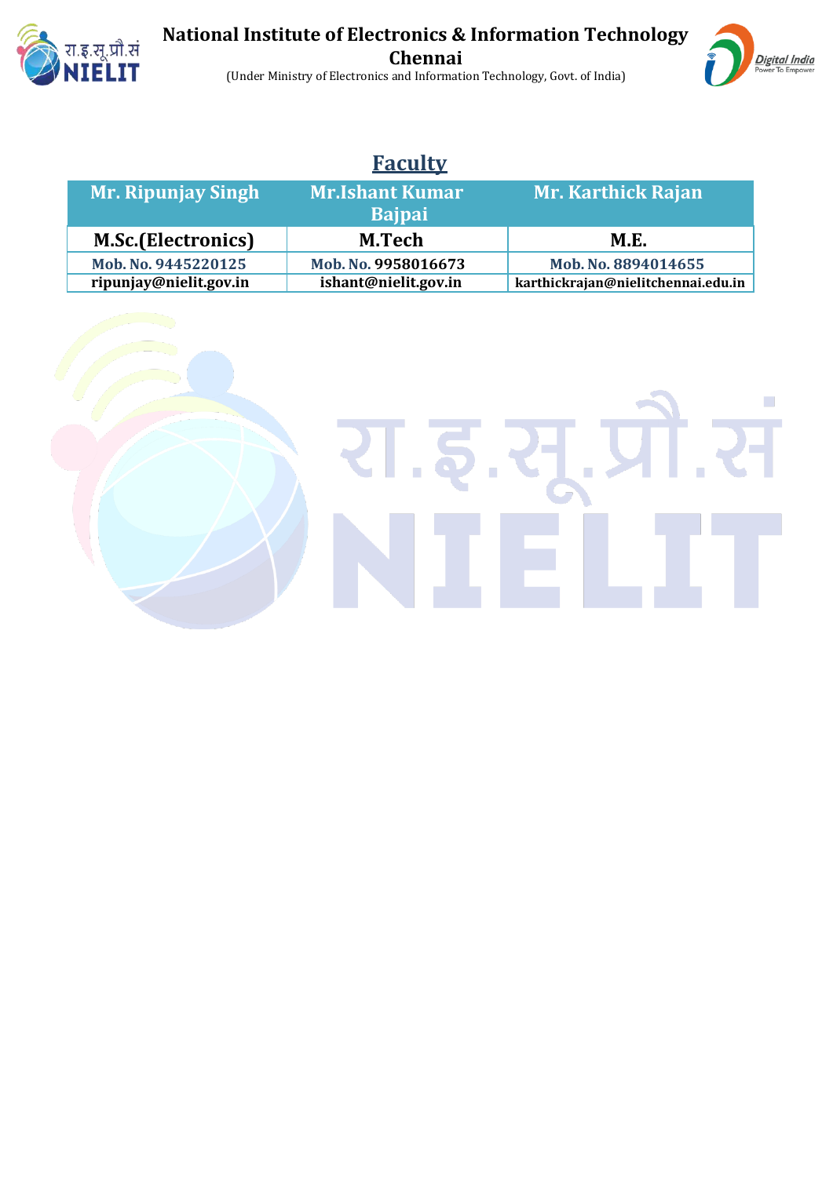## Faculty

| Mr. Ripunjay Singh | Mr.Ishant Kumar Bajpai | Mr. Karthick Rajan |
|---|---|---|
| **M.Sc.(Electronics)** | **M.Tech** | **M.E.** |
| Mob. No. 9445220125 | Mob. No. 9958016673 | Mob. No. 8894014655 |
| ripunjay@nielit.gov.in | ishant@nielit.gov.in | karthickrajan@nielitchennai.edu.in |